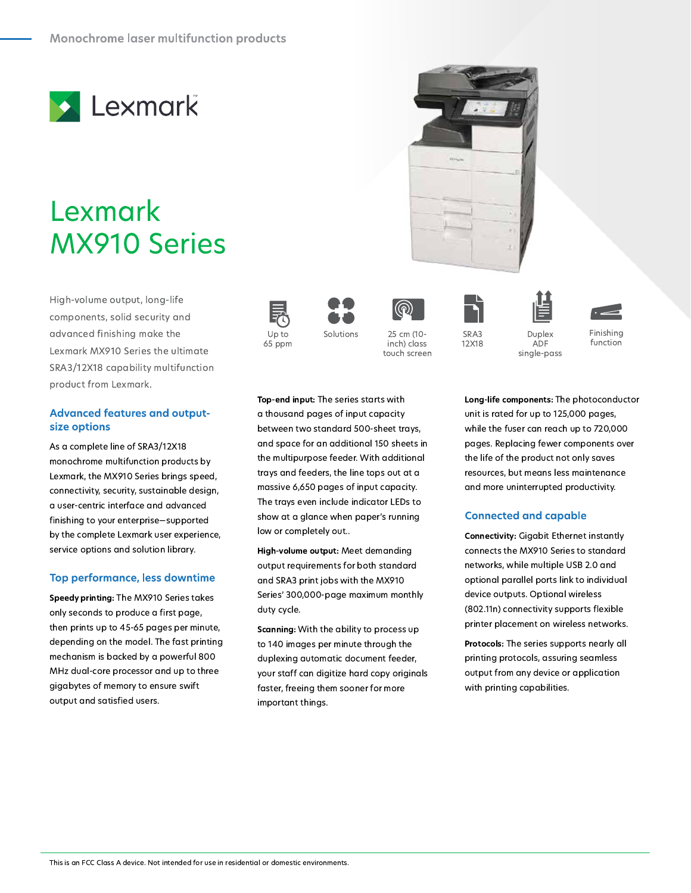Monochrome laser multifunction products

Lexmark

# Lexmark MX910 Series

High-volume output, long-life components, solid security and advanced finishing make the Lexmark MX910 Series the ultimate SRA3/12X18 capability multifunction product from Lexmark.

Up to 65 ppm

Solutions

25 cm (10-inch) class touch screen

SRA3 12X18

Duplex ADF single-pass

Finishing function

## Advanced features and output-size options

As a complete line of SRA3/12X18 monochrome multifunction products by Lexmark, the MX910 Series brings speed, connectivity, security, sustainable design, a user-centric interface and advanced finishing to your enterprise—supported by the complete Lexmark user experience, service options and solution library.

## Top performance, less downtime

**Speedy printing:** The MX910 Series takes only seconds to produce a first page, then prints up to 45-65 pages per minute, depending on the model. The fast printing mechanism is backed by a powerful 800 MHz dual-core processor and up to three gigabytes of memory to ensure swift output and satisfied users.

**Top-end input:** The series starts with a thousand pages of input capacity between two standard 500-sheet trays, and space for an additional 150 sheets in the multipurpose feeder. With additional trays and feeders, the line tops out at a massive 6,650 pages of input capacity. The trays even include indicator LEDs to show at a glance when paper's running low or completely out..

**High-volume output:** Meet demanding output requirements for both standard and SRA3 print jobs with the MX910 Series' 300,000-page maximum monthly duty cycle.

**Scanning:** With the ability to process up to 140 images per minute through the duplexing automatic document feeder, your staff can digitize hard copy originals faster, freeing them sooner for more important things.

**Long-life components:** The photoconductor unit is rated for up to 125,000 pages, while the fuser can reach up to 720,000 pages. Replacing fewer components over the life of the product not only saves resources, but means less maintenance and more uninterrupted productivity.

## Connected and capable

**Connectivity:** Gigabit Ethernet instantly connects the MX910 Series to standard networks, while multiple USB 2.0 and optional parallel ports link to individual device outputs. Optional wireless (802.11n) connectivity supports flexible printer placement on wireless networks.

**Protocols:** The series supports nearly all printing protocols, assuring seamless output from any device or application with printing capabilities.

This is an FCC Class A device. Not intended for use in residential or domestic environments.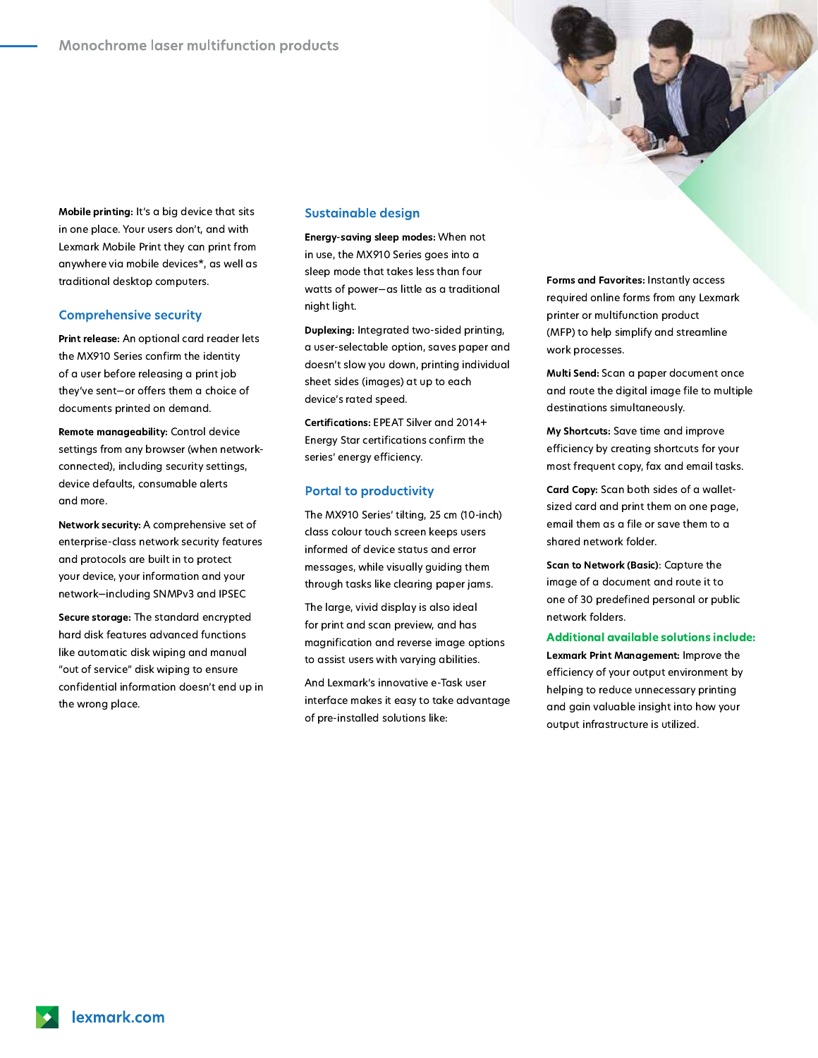**Mobile printing:** It's a big device that sits in one place. Your users don't, and with Lexmark Mobile Print they can print from anywhere via mobile devices*, as well as traditional desktop computers.

## Comprehensive security

**Print release:** An optional card reader lets the MX910 Series confirm the identity of a user before releasing a print job they've sent—or offers them a choice of documents printed on demand.

**Remote manageability:** Control device settings from any browser (when network-connected), including security settings, device defaults, consumable alerts and more.

**Network security:** A comprehensive set of enterprise-class network security features and protocols are built in to protect your device, your information and your network—including SNMPv3 and IPSEC

**Secure storage:** The standard encrypted hard disk features advanced functions like automatic disk wiping and manual "out of service" disk wiping to ensure confidential information doesn't end up in the wrong place.

## Sustainable design

**Energy-saving sleep modes:** When not in use, the MX910 Series goes into a sleep mode that takes less than four watts of power—as little as a traditional night light.

**Duplexing:** Integrated two-sided printing, a user-selectable option, saves paper and doesn't slow you down, printing individual sheet sides (images) at up to each device's rated speed.

**Certifications:** EPEAT Silver and 2014+ Energy Star certifications confirm the series' energy efficiency.

## Portal to productivity

The MX910 Series' tilting, 25 cm (10-inch) class colour touch screen keeps users informed of device status and error messages, while visually guiding them through tasks like clearing paper jams.

The large, vivid display is also ideal for print and scan preview, and has magnification and reverse image options to assist users with varying abilities.

And Lexmark's innovative e-Task user interface makes it easy to take advantage of pre-installed solutions like:

**Forms and Favorites:** Instantly access required online forms from any Lexmark printer or multifunction product (MFP) to help simplify and streamline work processes.

**Multi Send:** Scan a paper document once and route the digital image file to multiple destinations simultaneously.

**My Shortcuts:** Save time and improve efficiency by creating shortcuts for your most frequent copy, fax and email tasks.

**Card Copy:** Scan both sides of a wallet-sized card and print them on one page, email them as a file or save them to a shared network folder.

**Scan to Network (Basic):** Capture the image of a document and route it to one of 30 predefined personal or public network folders.

### Additional available solutions include:

**Lexmark Print Management:** Improve the efficiency of your output environment by helping to reduce unnecessary printing and gain valuable insight into how your output infrastructure is utilized.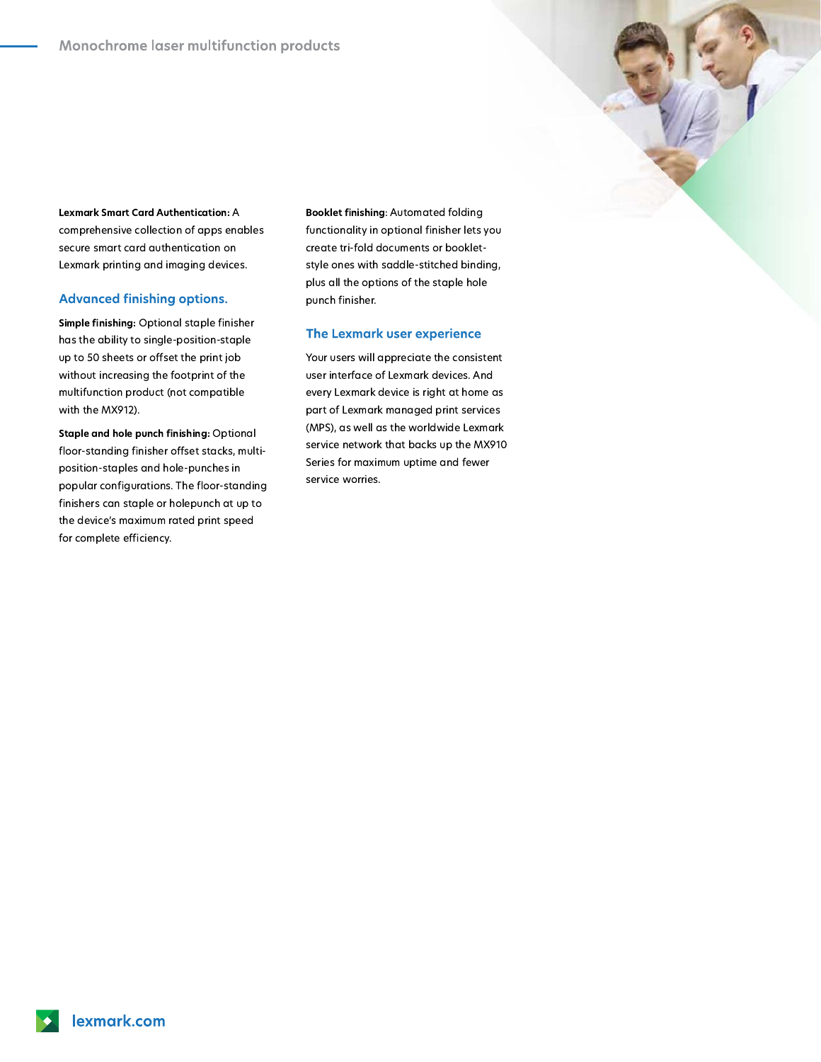**Lexmark Smart Card Authentication:** A comprehensive collection of apps enables secure smart card authentication on Lexmark printing and imaging devices.

## Advanced finishing options.

**Simple finishing:** Optional staple finisher has the ability to single-position-staple up to 50 sheets or offset the print job without increasing the footprint of the multifunction product (not compatible with the MX912).

**Staple and hole punch finishing:** Optional floor-standing finisher offset stacks, multi-position-staples and hole-punches in popular configurations. The floor-standing finishers can staple or holepunch at up to the device's maximum rated print speed for complete efficiency.

**Booklet finishing:** Automated folding functionality in optional finisher lets you create tri-fold documents or booklet-style ones with saddle-stitched binding, plus all the options of the staple hole punch finisher.

## The Lexmark user experience

Your users will appreciate the consistent user interface of Lexmark devices. And every Lexmark device is right at home as part of Lexmark managed print services (MPS), as well as the worldwide Lexmark service network that backs up the MX910 Series for maximum uptime and fewer service worries.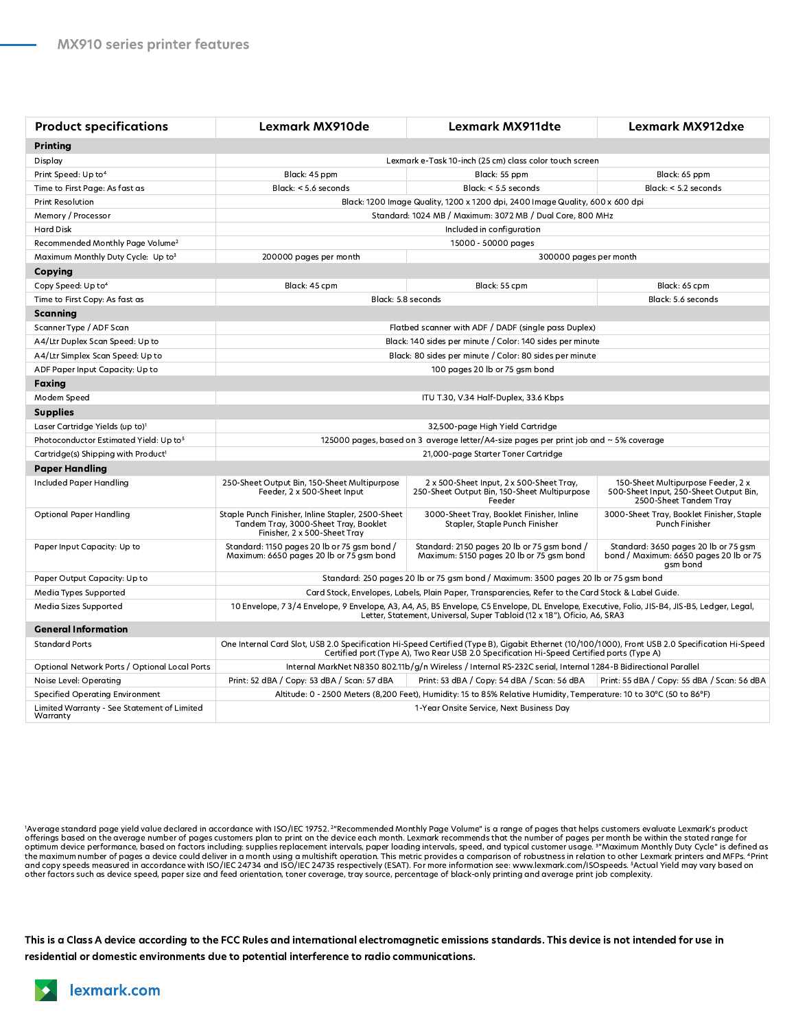## MX910 series printer features

| Product specifications | Lexmark MX910de | Lexmark MX911dte | Lexmark MX912dxe |
|---|---|---|---|
| **Printing** | | | |
| Display | Lexmark e-Task 10-inch (25 cm) class color touch screen | | |
| Print Speed: Up to[4] | Black: 45 ppm | Black: 55 ppm | Black: 65 ppm |
| Time to First Page: As fast as | Black: < 5.6 seconds | Black: < 5.5 seconds | Black: < 5.2 seconds |
| Print Resolution | Black: 1200 Image Quality, 1200 x 1200 dpi, 2400 Image Quality, 600 x 600 dpi | | |
| Memory / Processor | Standard: 1024 MB / Maximum: 3072 MB / Dual Core, 800 MHz | | |
| Hard Disk | Included in configuration | | |
| Recommended Monthly Page Volume[2] | 15000 - 50000 pages | | |
| Maximum Monthly Duty Cycle: Up to[3] | 200000 pages per month | 300000 pages per month | |
| **Copying** | | | |
| Copy Speed: Up to[4] | Black: 45 cpm | Black: 55 cpm | Black: 65 cpm |
| Time to First Copy: As fast as | Black: 5.8 seconds | | Black: 5.6 seconds |
| **Scanning** | | | |
| Scanner Type / ADF Scan | Flatbed scanner with ADF / DADF (single pass Duplex) | | |
| A4/Ltr Duplex Scan Speed: Up to | Black: 140 sides per minute / Color: 140 sides per minute | | |
| A4/Ltr Simplex Scan Speed: Up to | Black: 80 sides per minute / Color: 80 sides per minute | | |
| ADF Paper Input Capacity: Up to | 100 pages 20 lb or 75 gsm bond | | |
| **Faxing** | | | |
| Modem Speed | ITU T.30, V.34 Half-Duplex, 33.6 Kbps | | |
| **Supplies** | | | |
| Laser Cartridge Yields (up to)[1] | 32,500-page High Yield Cartridge | | |
| Photoconductor Estimated Yield: Up to[5] | 125000 pages, based on 3 average letter/A4-size pages per print job and ~ 5% coverage | | |
| Cartridge(s) Shipping with Product[1] | 21,000-page Starter Toner Cartridge | | |
| **Paper Handling** | | | |
| Included Paper Handling | 250-Sheet Output Bin, 150-Sheet Multipurpose Feeder, 2 x 500-Sheet Input | 2 x 500-Sheet Input, 2 x 500-Sheet Tray, 250-Sheet Output Bin, 150-Sheet Multipurpose Feeder | 150-Sheet Multipurpose Feeder, 2 x 500-Sheet Input, 250-Sheet Output Bin, 2500-Sheet Tandem Tray |
| Optional Paper Handling | Staple Punch Finisher, Inline Stapler, 2500-Sheet Tandem Tray, 3000-Sheet Tray, Booklet Finisher, 2 x 500-Sheet Tray | 3000-Sheet Tray, Booklet Finisher, Inline Stapler, Staple Punch Finisher | 3000-Sheet Tray, Booklet Finisher, Staple Punch Finisher |
| Paper Input Capacity: Up to | Standard: 1150 pages 20 lb or 75 gsm bond / Maximum: 6650 pages 20 lb or 75 gsm bond | Standard: 2150 pages 20 lb or 75 gsm bond / Maximum: 5150 pages 20 lb or 75 gsm bond | Standard: 3650 pages 20 lb or 75 gsm bond / Maximum: 6650 pages 20 lb or 75 gsm bond |
| Paper Output Capacity: Up to | Standard: 250 pages 20 lb or 75 gsm bond / Maximum: 3500 pages 20 lb or 75 gsm bond | | |
| Media Types Supported | Card Stock, Envelopes, Labels, Plain Paper, Transparencies, Refer to the Card Stock & Label Guide. | | |
| Media Sizes Supported | 10 Envelope, 7 3/4 Envelope, 9 Envelope, A3, A4, A5, B5 Envelope, C5 Envelope, DL Envelope, Executive, Folio, JIS-B4, JIS-B5, Ledger, Legal, Letter, Statement, Universal, Super Tabloid (12 x 18"), Oficio, A6, SRA3 | | |
| **General Information** | | | |
| Standard Ports | One Internal Card Slot, USB 2.0 Specification Hi-Speed Certified (Type B), Gigabit Ethernet (10/100/1000), Front USB 2.0 Specification Hi-Speed Certified port (Type A), Two Rear USB 2.0 Specification Hi-Speed Certified ports (Type A) | | |
| Optional Network Ports / Optional Local Ports | Internal MarkNet N8350 802.11b/g/n Wireless / Internal RS-232C serial, Internal 1284-B Bidirectional Parallel | | |
| Noise Level: Operating | Print: 52 dBA / Copy: 53 dBA / Scan: 57 dBA | Print: 53 dBA / Copy: 54 dBA / Scan: 56 dBA | Print: 55 dBA / Copy: 55 dBA / Scan: 56 dBA |
| Specified Operating Environment | Altitude: 0 - 2500 Meters (8,200 Feet), Humidity: 15 to 85% Relative Humidity, Temperature: 10 to 30°C (50 to 86°F) | | |
| Limited Warranty - See Statement of Limited Warranty | 1-Year Onsite Service, Next Business Day | | |

[1]Average standard page yield value declared in accordance with ISO/IEC 19752. [2]"Recommended Monthly Page Volume" is a range of pages that helps customers evaluate Lexmark's product offerings based on the average number of pages customers plan to print on the device each month. Lexmark recommends that the number of pages per month be within the stated range for optimum device performance, based on factors including: supplies replacement intervals, paper loading intervals, speed, and typical customer usage. [3]"Maximum Monthly Duty Cycle" is defined as the maximum number of pages a device could deliver in a month using a multishift operation. This metric provides a comparison of robustness in relation to other Lexmark printers and MFPs. [4]Print and copy speeds measured in accordance with ISO/IEC 24734 and ISO/IEC 24735 respectively (ESAT). For more information see: www.lexmark.com/ISOspeeds. [5]Actual Yield may vary based on other factors such as device speed, paper size and feed orientation, toner coverage, tray source, percentage of black-only printing and average print job complexity.

**This is a Class A device according to the FCC Rules and international electromagnetic emissions standards. This device is not intended for use in residential or domestic environments due to potential interference to radio communications.**

lexmark.com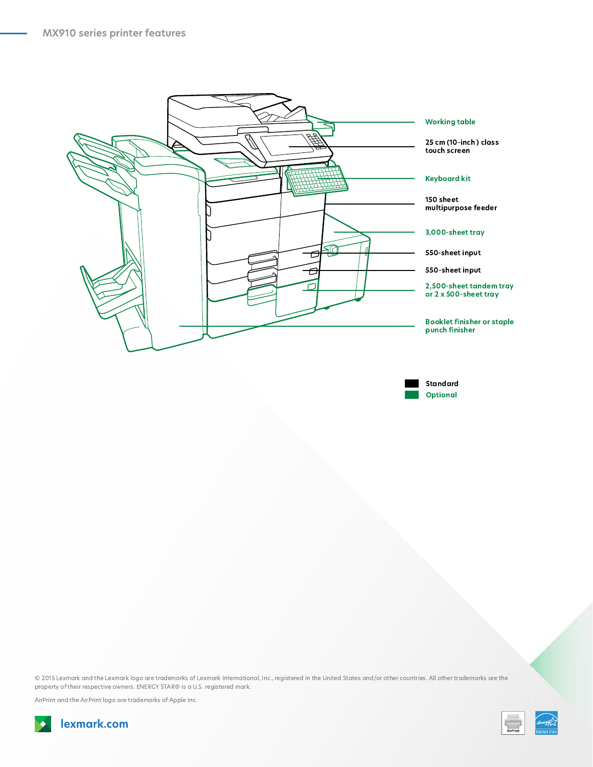## MX910 series printer features

Working table

25 cm (10-inch) class touch screen

Keyboard kit

150 sheet multipurpose feeder

3,000-sheet tray

550-sheet input

550-sheet input

2,500-sheet tandem tray or 2 x 500-sheet tray

Booklet finisher or staple punch finisher

Standard

Optional

© 2015 Lexmark and the Lexmark logo are trademarks of Lexmark International, Inc., registered in the United States and/or other countries. All other trademarks are the property of their respective owners. ENERGY STAR® is a U.S. registered mark.

AirPrint and the AirPrint logo are trademarks of Apple Inc.

lexmark.com